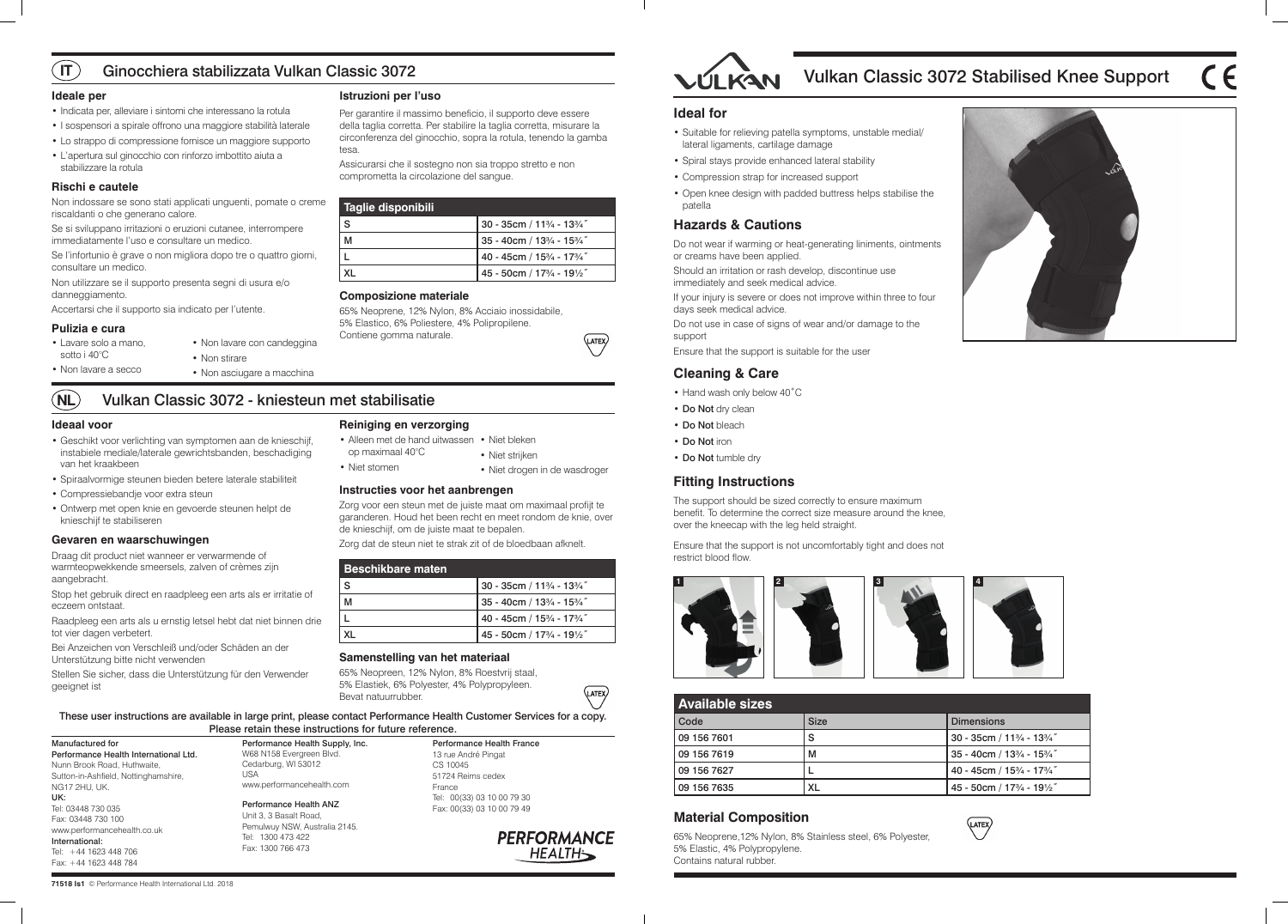# IT Ginocchiera stabilizzata Vulkan Classic 3072

## Ideale per

- Indicata per, alleviare i sintomi che interessano la rotula
- I sospensori a spirale offrono una maggiore stabilità laterale
- Lo strappo di compressione fornisce un maggiore supporto
- L'apertura sul ginocchio con rinforzo imbottito aiuta a stabilizzare la rotula

## Rischi e cautele

Non indossare se sono stati applicati unguenti, pomate o creme riscaldanti o che generano calore.

Se si sviluppano irritazioni o eruzioni cutanee, interrompere immediatamente l'uso e consultare un medico.

Se l'infortunio è grave o non migliora dopo tre o quattro giorni, consultare un medico.

Non utilizzare se il supporto presenta segni di usura e/o danneggiamento.

Accertarsi che il supporto sia indicato per l'utente.

## Pulizia e cura

- Lavare solo a mano, sotto i 40°C
- Non lavare a secco
- Non lavare con candeggina
- Non stirare
- Non asciugare a macchina

## Istruzioni per l'uso

Per garantire il massimo beneficio, il supporto deve essere della taglia corretta. Per stabilire la taglia corretta, misurare la circonferenza del ginocchio, sopra la rotula, tenendo la gamba tesa.

Assicurarsi che il sostegno non sia troppo stretto e non comprometta la circolazione del sangue.

| Taglie disponibili | |
|---|---|
| S | 30 - 35cm / 11¾ - 13¾˝ |
| M | 35 - 40cm / 13¾ - 15¾˝ |
| L | 40 - 45cm / 15¾ - 17¾˝ |
| XL | 45 - 50cm / 17¾ - 19½˝ |

## Composizione materiale

65% Neoprene, 12% Nylon, 8% Acciaio inossidabile, 5% Elastico, 6% Poliestere, 4% Polipropilene.
Contiene gomma naturale.

LATEX

# NL Vulkan Classic 3072 - kniesteun met stabilisatie

## Ideaal voor

- Geschikt voor verlichting van symptomen aan de knieschijf, instabiele mediale/laterale gewrichtsbanden, beschadiging van het kraakbeen
- Spiraalvormige steunen bieden betere laterale stabiliteit
- Compressiebandje voor extra steun
- Ontwerp met open knie en gevoerde steunen helpt de knieschijf te stabiliseren

## Gevaren en waarschuwingen

Draag dit product niet wanneer er verwarmende of warmteopwekkende smeersels, zalven of crèmes zijn aangebracht.

Stop het gebruik direct en raadpleeg een arts als er irritatie of eczeem ontstaat.

Raadpleeg een arts als u ernstig letsel hebt dat niet binnen drie tot vier dagen verbetert.

Bei Anzeichen von Verschleiß und/oder Schäden an der Unterstützung bitte nicht verwenden

Stellen Sie sicher, dass die Unterstützung für den Verwender geeignet ist

## Reiniging en verzorging

- Alleen met de hand uitwassen op maximaal 40°C
- Niet stomen
- Niet bleken
- Niet strijken
- Niet drogen in de wasdroger

## Instructies voor het aanbrengen

Zorg voor een steun met de juiste maat om maximaal profijt te garanderen. Houd het been recht en meet rondom de knie, over de knieschijf, om de juiste maat te bepalen.

Zorg dat de steun niet te strak zit of de bloedbaan afknelt.

| Beschikbare maten | |
|---|---|
| S | 30 - 35cm / 11¾ - 13¾˝ |
| M | 35 - 40cm / 13¾ - 15¾˝ |
| L | 40 - 45cm / 15¾ - 17¾˝ |
| XL | 45 - 50cm / 17¾ - 19½˝ |

## Samenstelling van het materiaal

65% Neopreen, 12% Nylon, 8% Roestvrij staal, 5% Elastiek, 6% Polyester, 4% Polypropyleen.
Bevat natuurrubber.

LATEX

These user instructions are available in large print, please contact Performance Health Customer Services for a copy. Please retain these instructions for future reference.

Manufactured for
Performance Health International Ltd.
Nunn Brook Road, Huthwaite,
Sutton-in-Ashfield, Nottinghamshire,
NG17 2HU, UK.
UK:
Tel: 03448 730 035
Fax: 03448 730 100
www.performancehealth.co.uk
International:
Tel: +44 1623 448 706
Fax: +44 1623 448 784

Performance Health Supply, Inc.
W68 N158 Evergreen Blvd.
Cedarburg, WI 53012
USA
www.performancehealth.com

Performance Health ANZ
Unit 3, 3 Basalt Road,
Pemulwuy NSW, Australia 2145.
Tel: 1300 473 422
Fax: 1300 766 473

Performance Health France
13 rue André Pingat
CS 10045
51724 Reims cedex
France
Tel: 00(33) 03 10 00 79 30
Fax: 00(33) 03 10 00 79 49

PERFORMANCE HEALTH

71518 Is1 © Performance Health International Ltd. 2018

# VULKAN Vulkan Classic 3072 Stabilised Knee Support

CE

## Ideal for

- Suitable for relieving patella symptoms, unstable medial/lateral ligaments, cartilage damage
- Spiral stays provide enhanced lateral stability
- Compression strap for increased support
- Open knee design with padded buttress helps stabilise the patella

## Hazards & Cautions

Do not wear if warming or heat-generating liniments, ointments or creams have been applied.

Should an irritation or rash develop, discontinue use immediately and seek medical advice.

If your injury is severe or does not improve within three to four days seek medical advice.

Do not use in case of signs of wear and/or damage to the support

Ensure that the support is suitable for the user

## Cleaning & Care

- Hand wash only below 40˚C
- **Do Not** dry clean
- **Do Not** bleach
- **Do Not** iron
- **Do Not** tumble dry

## Fitting Instructions

The support should be sized correctly to ensure maximum benefit. To determine the correct size measure around the knee, over the kneecap with the leg held straight.

Ensure that the support is not uncomfortably tight and does not restrict blood flow.

1 2 3 4

| Available sizes | | |
|---|---|---|
| Code | Size | Dimensions |
| 09 156 7601 | S | 30 - 35cm / 11¾ - 13¾˝ |
| 09 156 7619 | M | 35 - 40cm / 13¾ - 15¾˝ |
| 09 156 7627 | L | 40 - 45cm / 15¾ - 17¾˝ |
| 09 156 7635 | XL | 45 - 50cm / 17¾ - 19½˝ |

## Material Composition

65% Neoprene,12% Nylon, 8% Stainless steel, 6% Polyester, 5% Elastic, 4% Polypropylene.
Contains natural rubber.

LATEX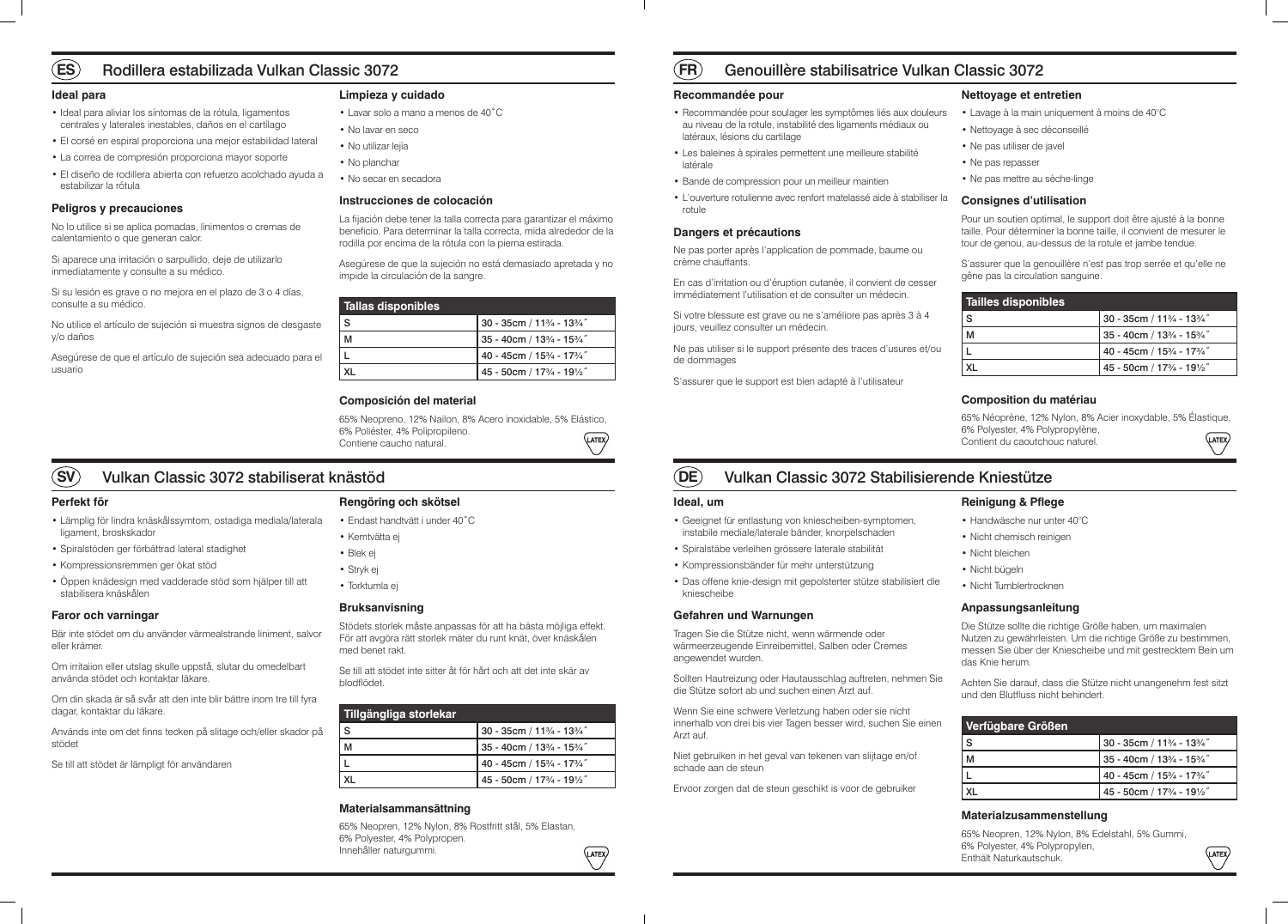## ES Rodillera estabilizada Vulkan Classic 3072

### Ideal para

- Ideal para aliviar los síntomas de la rótula, ligamentos centrales y laterales inestables, daños en el cartílago
- El corsé en espiral proporciona una mejor estabilidad lateral
- La correa de compresión proporciona mayor soporte
- El diseño de rodillera abierta con refuerzo acolchado ayuda a estabilizar la rótula

### Peligros y precauciones

No lo utilice si se aplica pomadas, linimentos o cremas de calentamiento o que generan calor.

Si aparece una irritación o sarpullido, deje de utilizarlo inmediatamente y consulte a su médico.

Si su lesión es grave o no mejora en el plazo de 3 o 4 días, consulte a su médico.

No utilice el artículo de sujeción si muestra signos de desgaste y/o daños

Asegúrese de que el artículo de sujeción sea adecuado para el usuario

### Limpieza y cuidado

- Lavar solo a mano a menos de 40˚C
- No lavar en seco
- No utilizar lejía
- No planchar
- No secar en secadora

### Instrucciones de colocación

La fijación debe tener la talla correcta para garantizar el máximo beneficio. Para determinar la talla correcta, mida alrededor de la rodilla por encima de la rótula con la pierna estirada.

Asegúrese de que la sujeción no está demasiado apretada y no impide la circulación de la sangre.

| Tallas disponibles | |
|---|---|
| S | 30 - 35cm / 11¾ - 13¾˝ |
| M | 35 - 40cm / 13¾ - 15¾˝ |
| L | 40 - 45cm / 15¾ - 17¾˝ |
| XL | 45 - 50cm / 17¾ - 19½˝ |

### Composición del material

65% Neopreno, 12% Nailon, 8% Acero inoxidable, 5% Elástico, 6% Poliéster, 4% Polipropileno.
Contiene caucho natural.

LATEX

## FR Genouillère stabilisatrice Vulkan Classic 3072

### Recommandée pour

- Recommandée pour soulager les symptômes liés aux douleurs au niveau de la rotule, instabilité des ligaments médiaux ou latéraux, lésions du cartilage
- Les baleines à spirales permettent une meilleure stabilité latérale
- Bande de compression pour un meilleur maintien
- L'ouverture rotulienne avec renfort matelassé aide à stabiliser la rotule

### Dangers et précautions

Ne pas porter après l'application de pommade, baume ou crème chauffants.

En cas d'irritation ou d'éruption cutanée, il convient de cesser immédiatement l'utilisation et de consulter un médecin.

Si votre blessure est grave ou ne s'améliore pas après 3 à 4 jours, veuillez consulter un médecin.

Ne pas utiliser si le support présente des traces d'usures et/ou de dommages

S'assurer que le support est bien adapté à l'utilisateur

### Nettoyage et entretien

- Lavage à la main uniquement à moins de 40°C
- Nettoyage à sec déconseillé
- Ne pas utiliser de javel
- Ne pas repasser
- Ne pas mettre au sèche-linge

### Consignes d'utilisation

Pour un soutien optimal, le support doit être ajusté à la bonne taille. Pour déterminer la bonne taille, il convient de mesurer le tour de genou, au-dessus de la rotule et jambe tendue.

S'assurer que la genouillère n'est pas trop serrée et qu'elle ne gêne pas la circulation sanguine.

| Tailles disponibles | |
|---|---|
| S | 30 - 35cm / 11¾ - 13¾˝ |
| M | 35 - 40cm / 13¾ - 15¾˝ |
| L | 40 - 45cm / 15¾ - 17¾˝ |
| XL | 45 - 50cm / 17¾ - 19½˝ |

### Composition du matériau

65% Néoprène, 12% Nylon, 8% Acier inoxydable, 5% Élastique, 6% Polyester, 4% Polypropylène,
Contient du caoutchouc naturel.

LATEX

## SV Vulkan Classic 3072 stabiliserat knästöd

### Perfekt för

- Lämplig för lindra knäskålssymtom, ostadiga mediala/laterala ligament, broskskador
- Spiralstöden ger förbättrad lateral stadighet
- Kompressionsremmen ger ökat stöd
- Öppen knädesign med vadderade stöd som hjälper till att stabilisera knäskålen

### Faror och varningar

Bär inte stödet om du använder värmealstrande liniment, salvor eller krämer.

Om irritaiton eller utslag skulle uppstå, slutar du omedelbart använda stödet och kontaktar läkare.

Om din skada är så svår att den inte blir bättre inom tre till fyra dagar, kontaktar du läkare.

Används inte om det finns tecken på slitage och/eller skador på stödet

Se till att stödet är lämpligt för användaren

### Rengöring och skötsel

- Endast handtvätt i under 40˚C
- Kemtvätta ej
- Blek ej
- Stryk ej
- Torktumla ej

### Bruksanvisning

Stödets storlek måste anpassas för att ha bästa möjliga effekt. För att avgöra rätt storlek mäter du runt knät, över knäskålen med benet rakt.

Se till att stödet inte sitter åt för hårt och att det inte skär av blodflödet.

| Tillgängliga storlekar | |
|---|---|
| S | 30 - 35cm / 11¾ - 13¾˝ |
| M | 35 - 40cm / 13¾ - 15¾˝ |
| L | 40 - 45cm / 15¾ - 17¾˝ |
| XL | 45 - 50cm / 17¾ - 19½˝ |

### Materialsammansättning

65% Neopren, 12% Nylon, 8% Rostfritt stål, 5% Elastan, 6% Polyester, 4% Polypropen.
Innehåller naturgummi.

LATEX

## DE Vulkan Classic 3072 Stabilisierende Kniestütze

### Ideal, um

- Geeignet für entlastung von kniescheiben-symptomen, instabile mediale/laterale bänder, knorpelschaden
- Spiralstäbe verleihen grössere laterale stabilität
- Kompressionsbänder für mehr unterstützung
- Das offene knie-design mit gepolsterter stütze stabilisiert die kniescheibe

### Gefahren und Warnungen

Tragen Sie die Stütze nicht, wenn wärmende oder wärmeerzeugende Einreibemittel, Salben oder Cremes angewendet wurden.

Sollten Hautreizung oder Hautausschlag auftreten, nehmen Sie die Stütze sofort ab und suchen einen Arzt auf.

Wenn Sie eine schwere Verletzung haben oder sie nicht innerhalb von drei bis vier Tagen besser wird, suchen Sie einen Arzt auf.

Niet gebruiken in het geval van tekenen van slijtage en/of schade aan de steun

Ervoor zorgen dat de steun geschikt is voor de gebruiker

### Reinigung & Pflege

- Handwäsche nur unter 40°C
- Nicht chemisch reinigen
- Nicht bleichen
- Nicht bügeln
- Nicht Tumblertrocknen

### Anpassungsanleitung

Die Stütze sollte die richtige Größe haben, um maximalen Nutzen zu gewährleisten. Um die richtige Größe zu bestimmen, messen Sie über der Kniescheibe und mit gestrecktem Bein um das Knie herum.

Achten Sie darauf, dass die Stütze nicht unangenehm fest sitzt und den Blutfluss nicht behindert.

| Verfügbare Größen | |
|---|---|
| S | 30 - 35cm / 11¾ - 13¾˝ |
| M | 35 - 40cm / 13¾ - 15¾˝ |
| L | 40 - 45cm / 15¾ - 17¾˝ |
| XL | 45 - 50cm / 17¾ - 19½˝ |

### Materialzusammenstellung

65% Neopren, 12% Nylon, 8% Edelstahl, 5% Gummi, 6% Polyester, 4% Polypropylen,
Enthält Naturkautschuk.

LATEX